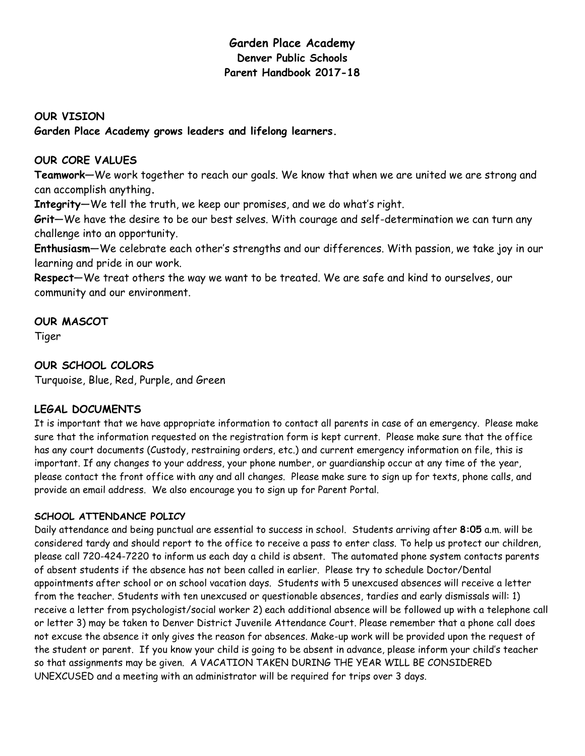# Garden Place Academy

## Denver Public Schools

## Parent Handbook 2017-18

### OUR VISION

**Garden Place Academy grows leaders and lifelong learners.**

### OUR CORE VALUES

**Teamwork**—We work together to reach our goals. We know that when we are united we are strong and can accomplish anything.

**Integrity**—We tell the truth, we keep our promises, and we do what's right.

**Grit**—We have the desire to be our best selves. With courage and self-determination we can turn any challenge into an opportunity.

**Enthusiasm**—We celebrate each other's strengths and our differences. With passion, we take joy in our learning and pride in our work.

**Respect**—We treat others the way we want to be treated. We are safe and kind to ourselves, our community and our environment.

### OUR MASCOT

Tiger

### OUR SCHOOL COLORS

Turquoise, Blue, Red, Purple, and Green

### LEGAL DOCUMENTS

It is important that we have appropriate information to contact all parents in case of an emergency. Please make sure that the information requested on the registration form is kept current. Please make sure that the office has any court documents (Custody, restraining orders, etc.) and current emergency information on file, this is important. If any changes to your address, your phone number, or guardianship occur at any time of the year, please contact the front office with any and all changes. Please make sure to sign up for texts, phone calls, and provide an email address. We also encourage you to sign up for Parent Portal.

#### SCHOOL ATTENDANCE POLICY

Daily attendance and being punctual are essential to success in school. Students arriving after **8:05** a.m. will be considered tardy and should report to the office to receive a pass to enter class. To help us protect our children, please call 720-424-7220 to inform us each day a child is absent. The automated phone system contacts parents of absent students if the absence has not been called in earlier. Please try to schedule Doctor/Dental appointments after school or on school vacation days. Students with 5 unexcused absences will receive a letter from the teacher. Students with ten unexcused or questionable absences, tardies and early dismissals will: 1) receive a letter from psychologist/social worker 2) each additional absence will be followed up with a telephone call or letter 3) may be taken to Denver District Juvenile Attendance Court. Please remember that a phone call does not excuse the absence it only gives the reason for absences. Make-up work will be provided upon the request of the student or parent. If you know your child is going to be absent in advance, please inform your child's teacher so that assignments may be given. A VACATION TAKEN DURING THE YEAR WILL BE CONSIDERED UNEXCUSED and a meeting with an administrator will be required for trips over 3 days.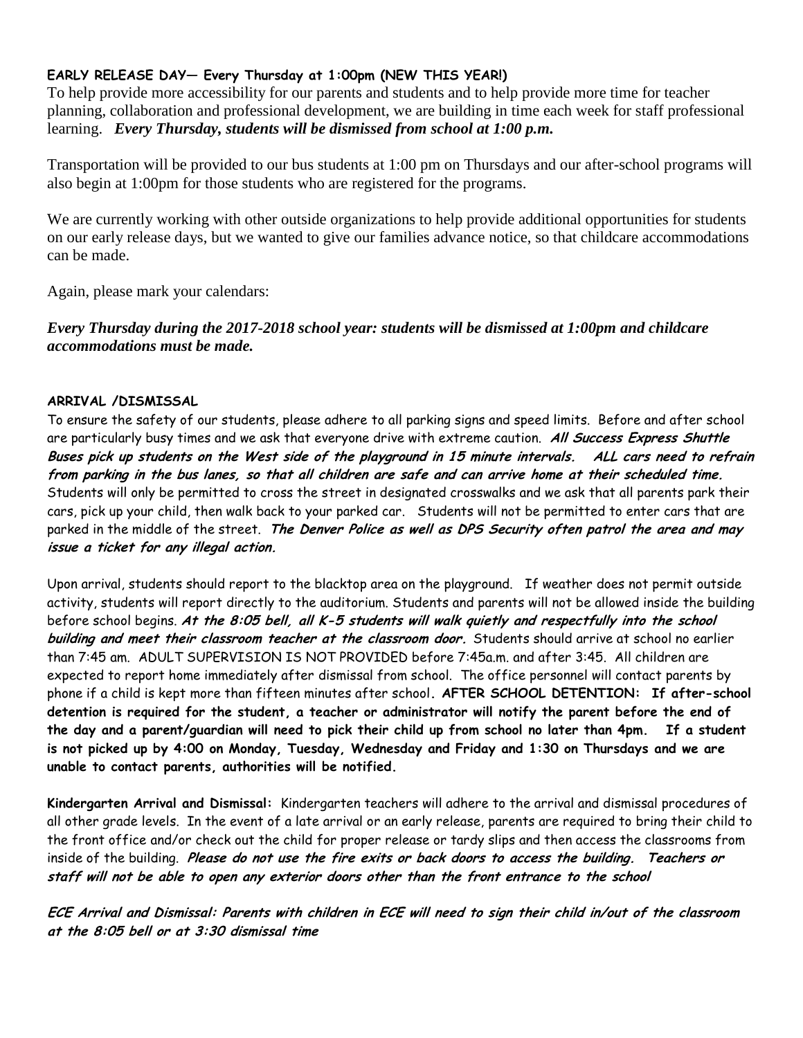**EARLY RELEASE DAY— Every Thursday at 1:00pm (NEW THIS YEAR!)**

To help provide more accessibility for our parents and students and to help provide more time for teacher planning, collaboration and professional development, we are building in time each week for staff professional learning. ***Every Thursday, students will be dismissed from school at 1:00 p.m.***

Transportation will be provided to our bus students at 1:00 pm on Thursdays and our after-school programs will also begin at 1:00pm for those students who are registered for the programs.

We are currently working with other outside organizations to help provide additional opportunities for students on our early release days, but we wanted to give our families advance notice, so that childcare accommodations can be made.

Again, please mark your calendars:

***Every Thursday during the 2017-2018 school year: students will be dismissed at 1:00pm and childcare accommodations must be made.***

**ARRIVAL /DISMISSAL**

To ensure the safety of our students, please adhere to all parking signs and speed limits. Before and after school are particularly busy times and we ask that everyone drive with extreme caution. ***All Success Express Shuttle Buses pick up students on the West side of the playground in 15 minute intervals. ALL cars need to refrain from parking in the bus lanes, so that all children are safe and can arrive home at their scheduled time.*** Students will only be permitted to cross the street in designated crosswalks and we ask that all parents park their cars, pick up your child, then walk back to your parked car. Students will not be permitted to enter cars that are parked in the middle of the street. ***The Denver Police as well as DPS Security often patrol the area and may issue a ticket for any illegal action.***

Upon arrival, students should report to the blacktop area on the playground. If weather does not permit outside activity, students will report directly to the auditorium. Students and parents will not be allowed inside the building before school begins. ***At the 8:05 bell, all K-5 students will walk quietly and respectfully into the school building and meet their classroom teacher at the classroom door.*** Students should arrive at school no earlier than 7:45 am. ADULT SUPERVISION IS NOT PROVIDED before 7:45a.m. and after 3:45. All children are expected to report home immediately after dismissal from school. The office personnel will contact parents by phone if a child is kept more than fifteen minutes after school**. AFTER SCHOOL DETENTION: If after-school detention is required for the student, a teacher or administrator will notify the parent before the end of the day and a parent/guardian will need to pick their child up from school no later than 4pm. If a student is not picked up by 4:00 on Monday, Tuesday, Wednesday and Friday and 1:30 on Thursdays and we are unable to contact parents, authorities will be notified.**

**Kindergarten Arrival and Dismissal:** Kindergarten teachers will adhere to the arrival and dismissal procedures of all other grade levels. In the event of a late arrival or an early release, parents are required to bring their child to the front office and/or check out the child for proper release or tardy slips and then access the classrooms from inside of the building. ***Please do not use the fire exits or back doors to access the building. Teachers or staff will not be able to open any exterior doors other than the front entrance to the school***

***ECE Arrival and Dismissal: Parents with children in ECE will need to sign their child in/out of the classroom at the 8:05 bell or at 3:30 dismissal time***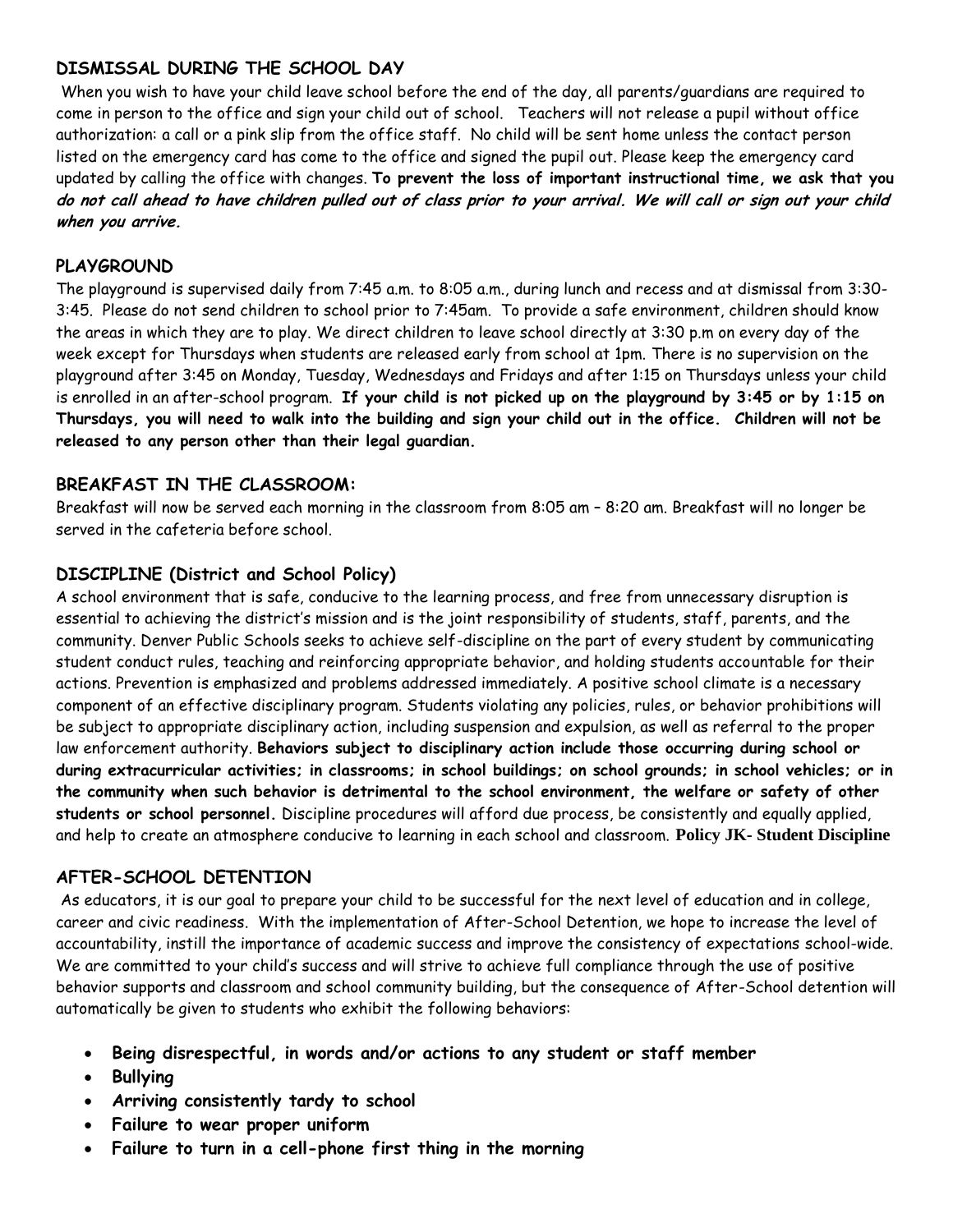## DISMISSAL DURING THE SCHOOL DAY

When you wish to have your child leave school before the end of the day, all parents/guardians are required to come in person to the office and sign your child out of school. Teachers will not release a pupil without office authorization: a call or a pink slip from the office staff. No child will be sent home unless the contact person listed on the emergency card has come to the office and signed the pupil out. Please keep the emergency card updated by calling the office with changes. **To prevent the loss of important instructional time, we ask that you *do not call ahead to have children pulled out of class prior to your arrival. We will call or sign out your child when you arrive.***

## PLAYGROUND

The playground is supervised daily from 7:45 a.m. to 8:05 a.m., during lunch and recess and at dismissal from 3:30-3:45. Please do not send children to school prior to 7:45am. To provide a safe environment, children should know the areas in which they are to play. We direct children to leave school directly at 3:30 p.m on every day of the week except for Thursdays when students are released early from school at 1pm. There is no supervision on the playground after 3:45 on Monday, Tuesday, Wednesdays and Fridays and after 1:15 on Thursdays unless your child is enrolled in an after-school program. **If your child is not picked up on the playground by 3:45 or by 1:15 on Thursdays, you will need to walk into the building and sign your child out in the office. Children will not be released to any person other than their legal guardian.**

## BREAKFAST IN THE CLASSROOM:

Breakfast will now be served each morning in the classroom from 8:05 am – 8:20 am. Breakfast will no longer be served in the cafeteria before school.

## DISCIPLINE (District and School Policy)

A school environment that is safe, conducive to the learning process, and free from unnecessary disruption is essential to achieving the district's mission and is the joint responsibility of students, staff, parents, and the community. Denver Public Schools seeks to achieve self-discipline on the part of every student by communicating student conduct rules, teaching and reinforcing appropriate behavior, and holding students accountable for their actions. Prevention is emphasized and problems addressed immediately. A positive school climate is a necessary component of an effective disciplinary program. Students violating any policies, rules, or behavior prohibitions will be subject to appropriate disciplinary action, including suspension and expulsion, as well as referral to the proper law enforcement authority. **Behaviors subject to disciplinary action include those occurring during school or during extracurricular activities; in classrooms; in school buildings; on school grounds; in school vehicles; or in the community when such behavior is detrimental to the school environment, the welfare or safety of other students or school personnel.** Discipline procedures will afford due process, be consistently and equally applied, and help to create an atmosphere conducive to learning in each school and classroom. **Policy JK- Student Discipline**

## AFTER-SCHOOL DETENTION

As educators, it is our goal to prepare your child to be successful for the next level of education and in college, career and civic readiness. With the implementation of After-School Detention, we hope to increase the level of accountability, instill the importance of academic success and improve the consistency of expectations school-wide. We are committed to your child's success and will strive to achieve full compliance through the use of positive behavior supports and classroom and school community building, but the consequence of After-School detention will automatically be given to students who exhibit the following behaviors:

- **Being disrespectful, in words and/or actions to any student or staff member**
- **Bullying**
- **Arriving consistently tardy to school**
- **Failure to wear proper uniform**
- **Failure to turn in a cell-phone first thing in the morning**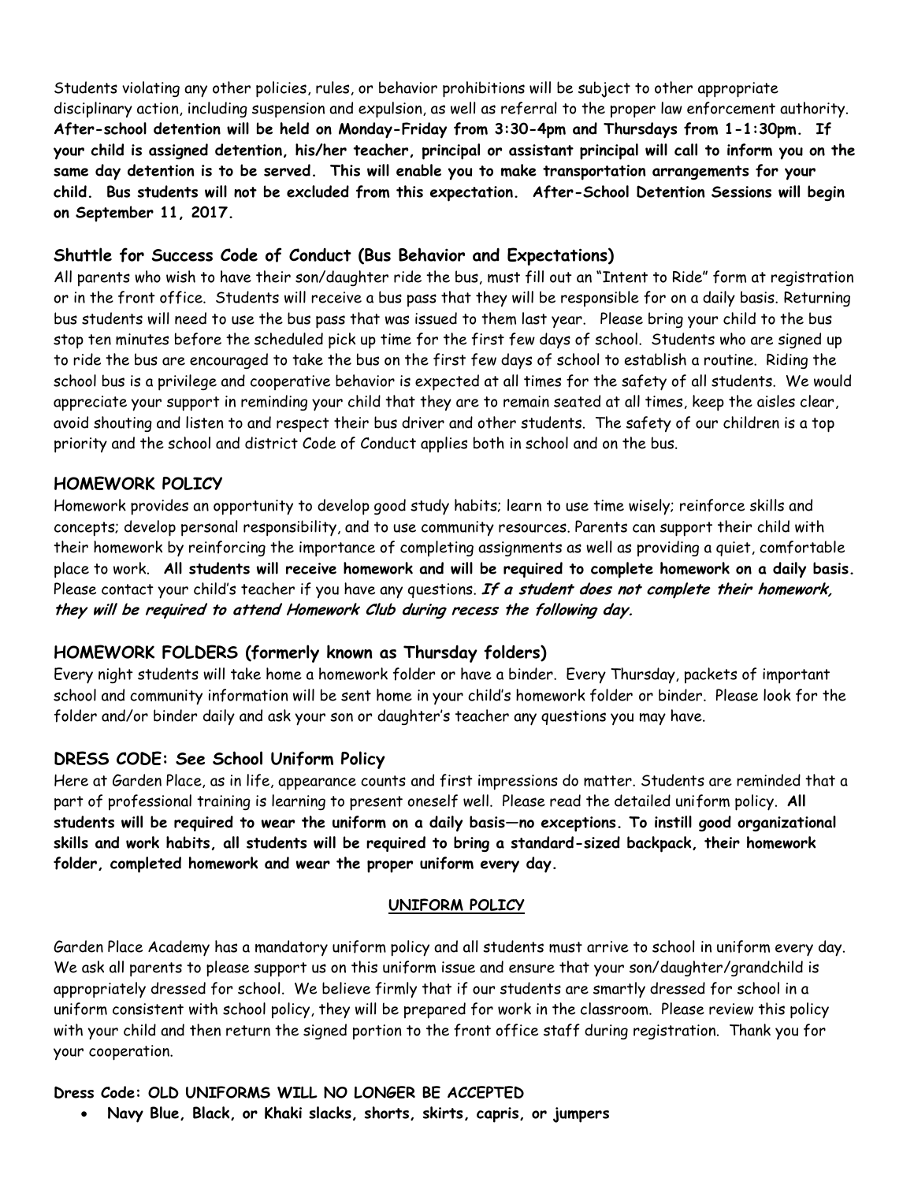Students violating any other policies, rules, or behavior prohibitions will be subject to other appropriate disciplinary action, including suspension and expulsion, as well as referral to the proper law enforcement authority. **After-school detention will be held on Monday-Friday from 3:30-4pm and Thursdays from 1-1:30pm. If your child is assigned detention, his/her teacher, principal or assistant principal will call to inform you on the same day detention is to be served. This will enable you to make transportation arrangements for your child. Bus students will not be excluded from this expectation. After-School Detention Sessions will begin on September 11, 2017.**

### Shuttle for Success Code of Conduct (Bus Behavior and Expectations)

All parents who wish to have their son/daughter ride the bus, must fill out an "Intent to Ride" form at registration or in the front office. Students will receive a bus pass that they will be responsible for on a daily basis. Returning bus students will need to use the bus pass that was issued to them last year. Please bring your child to the bus stop ten minutes before the scheduled pick up time for the first few days of school. Students who are signed up to ride the bus are encouraged to take the bus on the first few days of school to establish a routine. Riding the school bus is a privilege and cooperative behavior is expected at all times for the safety of all students. We would appreciate your support in reminding your child that they are to remain seated at all times, keep the aisles clear, avoid shouting and listen to and respect their bus driver and other students. The safety of our children is a top priority and the school and district Code of Conduct applies both in school and on the bus.

### HOMEWORK POLICY

Homework provides an opportunity to develop good study habits; learn to use time wisely; reinforce skills and concepts; develop personal responsibility, and to use community resources. Parents can support their child with their homework by reinforcing the importance of completing assignments as well as providing a quiet, comfortable place to work. **All students will receive homework and will be required to complete homework on a daily basis.** Please contact your child's teacher if you have any questions. ***If a student does not complete their homework, they will be required to attend Homework Club during recess the following day.***

### HOMEWORK FOLDERS (formerly known as Thursday folders)

Every night students will take home a homework folder or have a binder. Every Thursday, packets of important school and community information will be sent home in your child's homework folder or binder. Please look for the folder and/or binder daily and ask your son or daughter's teacher any questions you may have.

### DRESS CODE: See School Uniform Policy

Here at Garden Place, as in life, appearance counts and first impressions do matter. Students are reminded that a part of professional training is learning to present oneself well. Please read the detailed uniform policy. **All students will be required to wear the uniform on a daily basis—no exceptions. To instill good organizational skills and work habits, all students will be required to bring a standard-sized backpack, their homework folder, completed homework and wear the proper uniform every day.**

**UNIFORM POLICY**

Garden Place Academy has a mandatory uniform policy and all students must arrive to school in uniform every day. We ask all parents to please support us on this uniform issue and ensure that your son/daughter/grandchild is appropriately dressed for school. We believe firmly that if our students are smartly dressed for school in a uniform consistent with school policy, they will be prepared for work in the classroom. Please review this policy with your child and then return the signed portion to the front office staff during registration. Thank you for your cooperation.

**Dress Code: OLD UNIFORMS WILL NO LONGER BE ACCEPTED**

- **Navy Blue, Black, or Khaki slacks, shorts, skirts, capris, or jumpers**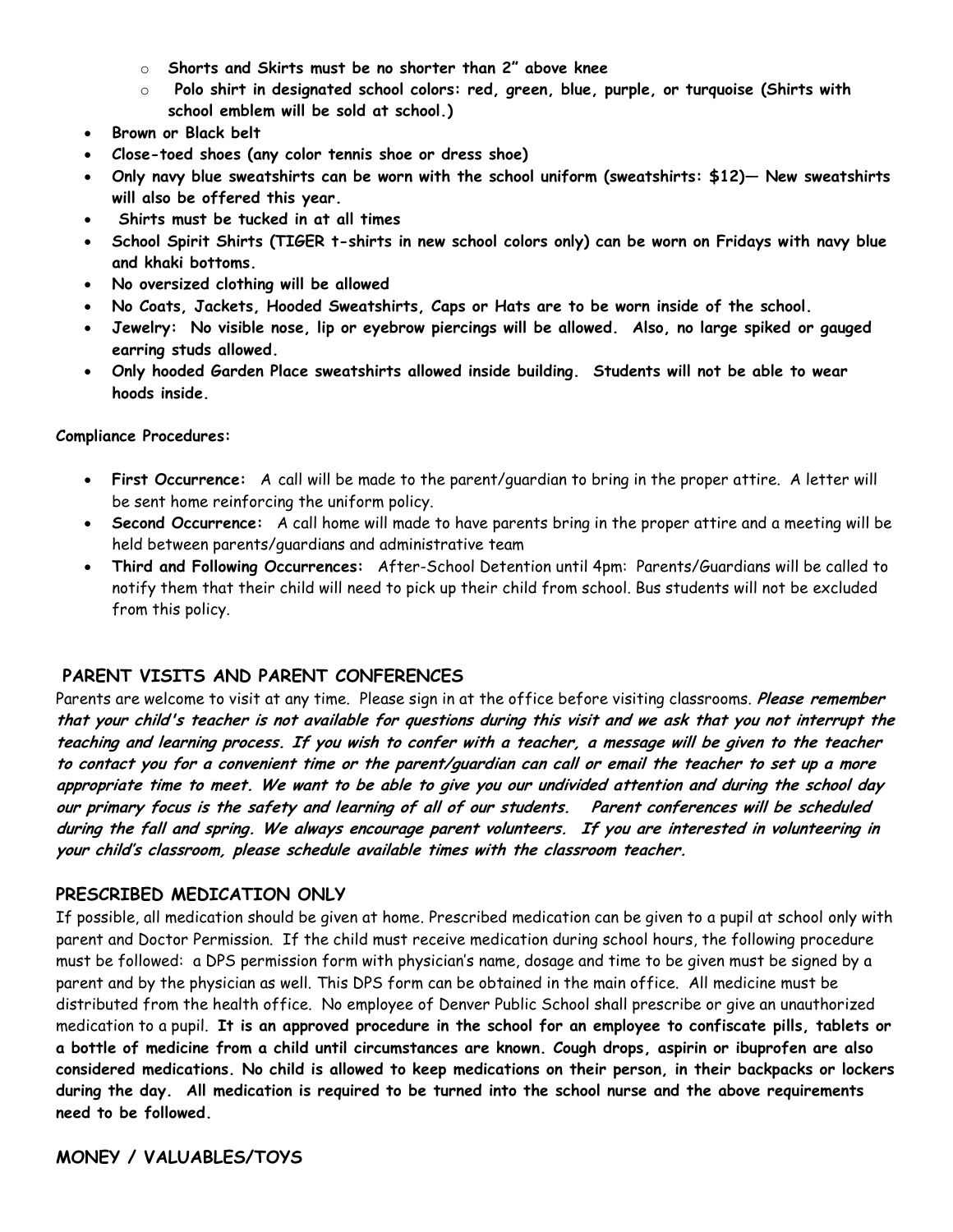- **Shorts and Skirts must be no shorter than 2" above knee**
  - **Polo shirt in designated school colors: red, green, blue, purple, or turquoise (Shirts with school emblem will be sold at school.)**
- **Brown or Black belt**
- **Close-toed shoes (any color tennis shoe or dress shoe)**
- **Only navy blue sweatshirts can be worn with the school uniform (sweatshirts: $12)— New sweatshirts will also be offered this year.**
- **Shirts must be tucked in at all times**
- **School Spirit Shirts (TIGER t-shirts in new school colors only) can be worn on Fridays with navy blue and khaki bottoms.**
- **No oversized clothing will be allowed**
- **No Coats, Jackets, Hooded Sweatshirts, Caps or Hats are to be worn inside of the school.**
- **Jewelry: No visible nose, lip or eyebrow piercings will be allowed. Also, no large spiked or gauged earring studs allowed.**
- **Only hooded Garden Place sweatshirts allowed inside building. Students will not be able to wear hoods inside.**

**Compliance Procedures:**

- **First Occurrence:** A call will be made to the parent/guardian to bring in the proper attire. A letter will be sent home reinforcing the uniform policy.
- **Second Occurrence:** A call home will made to have parents bring in the proper attire and a meeting will be held between parents/guardians and administrative team
- **Third and Following Occurrences:** After-School Detention until 4pm: Parents/Guardians will be called to notify them that their child will need to pick up their child from school. Bus students will not be excluded from this policy.

## PARENT VISITS AND PARENT CONFERENCES

Parents are welcome to visit at any time. Please sign in at the office before visiting classrooms. ***Please remember that your child's teacher is not available for questions during this visit and we ask that you not interrupt the teaching and learning process. If you wish to confer with a teacher, a message will be given to the teacher to contact you for a convenient time or the parent/guardian can call or email the teacher to set up a more appropriate time to meet. We want to be able to give you our undivided attention and during the school day our primary focus is the safety and learning of all of our students. Parent conferences will be scheduled during the fall and spring. We always encourage parent volunteers. If you are interested in volunteering in your child's classroom, please schedule available times with the classroom teacher.***

## PRESCRIBED MEDICATION ONLY

If possible, all medication should be given at home. Prescribed medication can be given to a pupil at school only with parent and Doctor Permission. If the child must receive medication during school hours, the following procedure must be followed: a DPS permission form with physician's name, dosage and time to be given must be signed by a parent and by the physician as well. This DPS form can be obtained in the main office. All medicine must be distributed from the health office. No employee of Denver Public School shall prescribe or give an unauthorized medication to a pupil. **It is an approved procedure in the school for an employee to confiscate pills, tablets or a bottle of medicine from a child until circumstances are known. Cough drops, aspirin or ibuprofen are also considered medications. No child is allowed to keep medications on their person, in their backpacks or lockers during the day. All medication is required to be turned into the school nurse and the above requirements need to be followed.**

## MONEY / VALUABLES/TOYS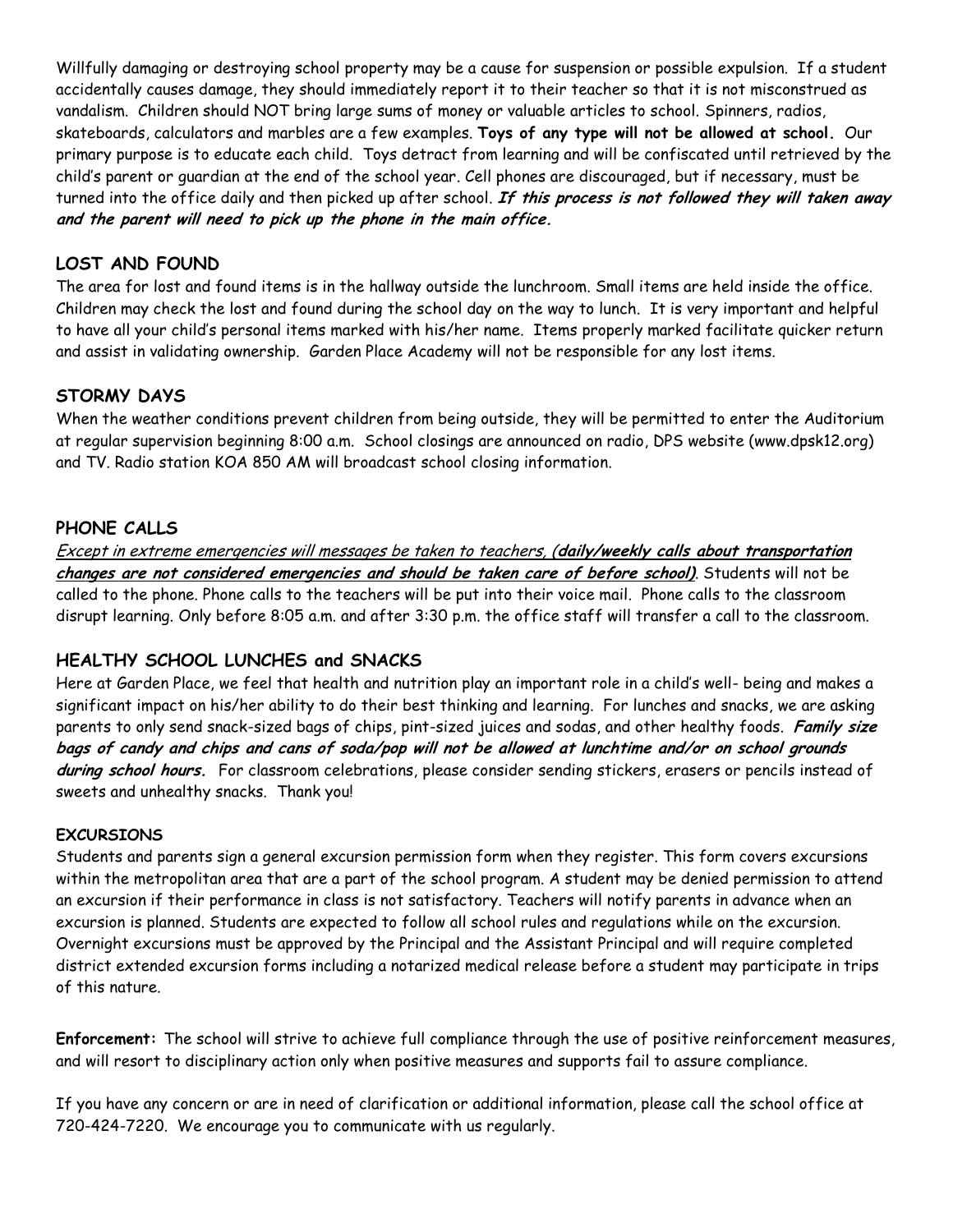Willfully damaging or destroying school property may be a cause for suspension or possible expulsion. If a student accidentally causes damage, they should immediately report it to their teacher so that it is not misconstrued as vandalism. Children should NOT bring large sums of money or valuable articles to school. Spinners, radios, skateboards, calculators and marbles are a few examples. **Toys of any type will not be allowed at school.** Our primary purpose is to educate each child. Toys detract from learning and will be confiscated until retrieved by the child's parent or guardian at the end of the school year. Cell phones are discouraged, but if necessary, must be turned into the office daily and then picked up after school. ***If this process is not followed they will taken away and the parent will need to pick up the phone in the main office.***

## LOST AND FOUND

The area for lost and found items is in the hallway outside the lunchroom. Small items are held inside the office. Children may check the lost and found during the school day on the way to lunch. It is very important and helpful to have all your child's personal items marked with his/her name. Items properly marked facilitate quicker return and assist in validating ownership. Garden Place Academy will not be responsible for any lost items.

## STORMY DAYS

When the weather conditions prevent children from being outside, they will be permitted to enter the Auditorium at regular supervision beginning 8:00 a.m. School closings are announced on radio, DPS website (www.dpsk12.org) and TV. Radio station KOA 850 AM will broadcast school closing information.

## PHONE CALLS

<u>*Except in extreme emergencies will messages be taken to teachers,*</u> <u>***(daily/weekly calls about transportation changes are not considered emergencies and should be taken care of before school)***</u>. Students will not be called to the phone. Phone calls to the teachers will be put into their voice mail. Phone calls to the classroom disrupt learning. Only before 8:05 a.m. and after 3:30 p.m. the office staff will transfer a call to the classroom.

## HEALTHY SCHOOL LUNCHES and SNACKS

Here at Garden Place, we feel that health and nutrition play an important role in a child's well- being and makes a significant impact on his/her ability to do their best thinking and learning. For lunches and snacks, we are asking parents to only send snack-sized bags of chips, pint-sized juices and sodas, and other healthy foods. ***Family size bags of candy and chips and cans of soda/pop will not be allowed at lunchtime and/or on school grounds during school hours.*** For classroom celebrations, please consider sending stickers, erasers or pencils instead of sweets and unhealthy snacks. Thank you!

### EXCURSIONS

Students and parents sign a general excursion permission form when they register. This form covers excursions within the metropolitan area that are a part of the school program. A student may be denied permission to attend an excursion if their performance in class is not satisfactory. Teachers will notify parents in advance when an excursion is planned. Students are expected to follow all school rules and regulations while on the excursion. Overnight excursions must be approved by the Principal and the Assistant Principal and will require completed district extended excursion forms including a notarized medical release before a student may participate in trips of this nature.

**Enforcement:** The school will strive to achieve full compliance through the use of positive reinforcement measures, and will resort to disciplinary action only when positive measures and supports fail to assure compliance.

If you have any concern or are in need of clarification or additional information, please call the school office at 720-424-7220. We encourage you to communicate with us regularly.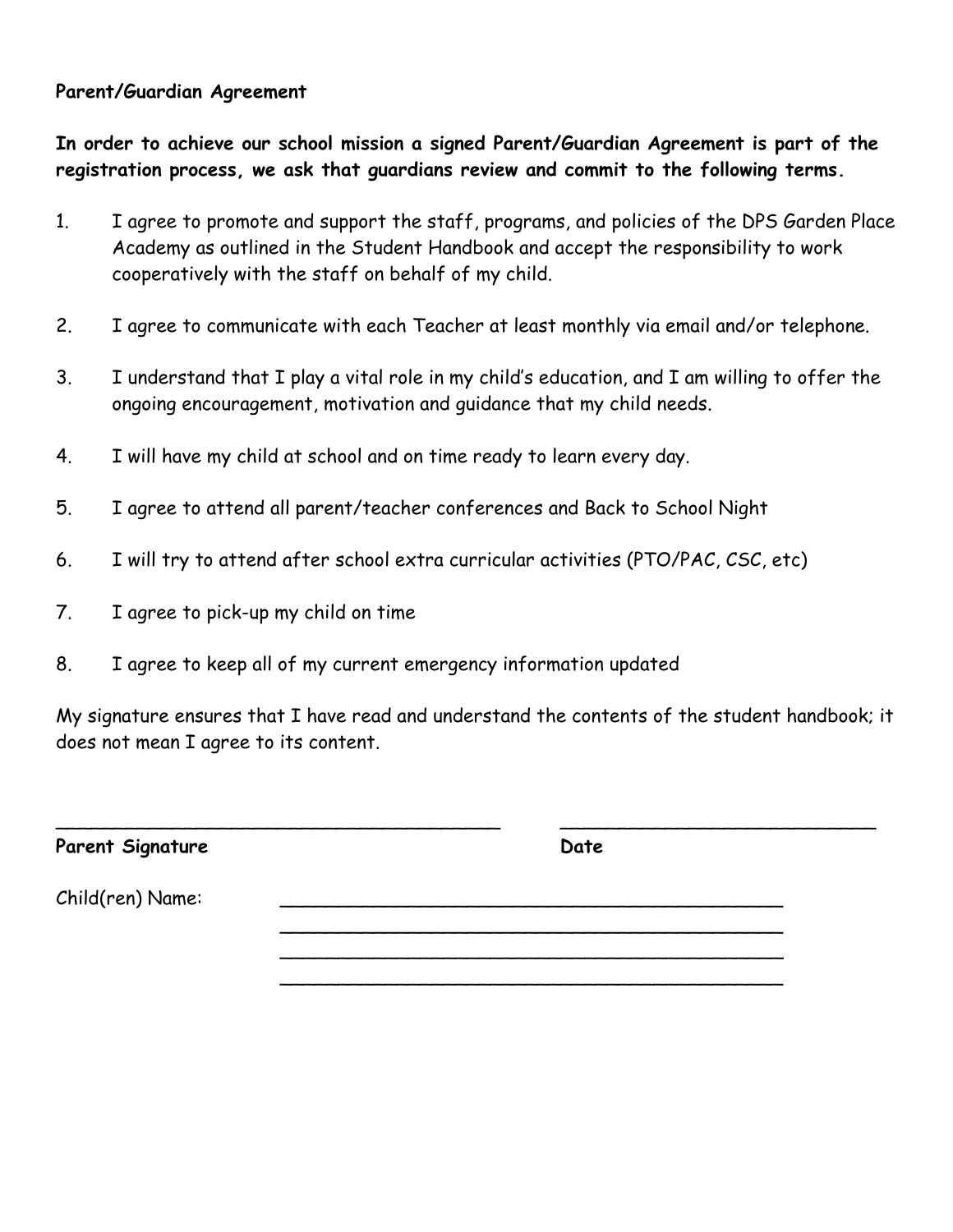**Parent/Guardian Agreement**

**In order to achieve our school mission a signed Parent/Guardian Agreement is part of the registration process, we ask that guardians review and commit to the following terms.**

1. I agree to promote and support the staff, programs, and policies of the DPS Garden Place Academy as outlined in the Student Handbook and accept the responsibility to work cooperatively with the staff on behalf of my child.

2. I agree to communicate with each Teacher at least monthly via email and/or telephone.

3. I understand that I play a vital role in my child's education, and I am willing to offer the ongoing encouragement, motivation and guidance that my child needs.

4. I will have my child at school and on time ready to learn every day.

5. I agree to attend all parent/teacher conferences and Back to School Night

6. I will try to attend after school extra curricular activities (PTO/PAC, CSC, etc)

7. I agree to pick-up my child on time

8. I agree to keep all of my current emergency information updated

My signature ensures that I have read and understand the contents of the student handbook; it does not mean I agree to its content.

_________________________________________ _____________________________

**Parent Signature** **Date**

Child(ren) Name: ______________________________________________

______________________________________________

______________________________________________

______________________________________________